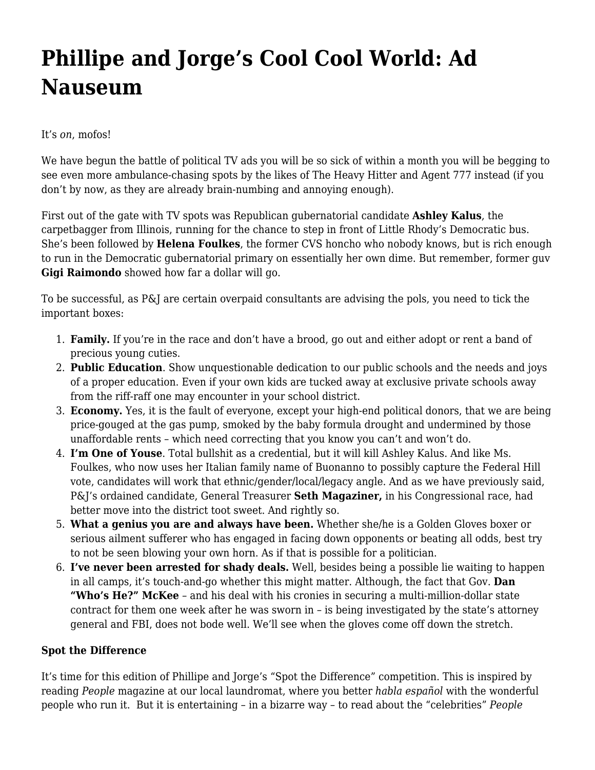# Phillipe and Jorge's Cool Cool World: Ad Nauseum

It's *on*, mofos!

We have begun the battle of political TV ads you will be so sick of within a month you will be begging to see even more ambulance-chasing spots by the likes of The Heavy Hitter and Agent 777 instead (if you don't by now, as they are already brain-numbing and annoying enough).

First out of the gate with TV spots was Republican gubernatorial candidate **Ashley Kalus**, the carpetbagger from Illinois, running for the chance to step in front of Little Rhody's Democratic bus. She's been followed by **Helena Foulkes**, the former CVS honcho who nobody knows, but is rich enough to run in the Democratic gubernatorial primary on essentially her own dime. But remember, former guv **Gigi Raimondo** showed how far a dollar will go.

To be successful, as P&J are certain overpaid consultants are advising the pols, you need to tick the important boxes:

1. **Family.** If you're in the race and don't have a brood, go out and either adopt or rent a band of precious young cuties.
2. **Public Education**. Show unquestionable dedication to our public schools and the needs and joys of a proper education. Even if your own kids are tucked away at exclusive private schools away from the riff-raff one may encounter in your school district.
3. **Economy.** Yes, it is the fault of everyone, except your high-end political donors, that we are being price-gouged at the gas pump, smoked by the baby formula drought and undermined by those unaffordable rents – which need correcting that you know you can't and won't do.
4. **I'm One of Youse**. Total bullshit as a credential, but it will kill Ashley Kalus. And like Ms. Foulkes, who now uses her Italian family name of Buonanno to possibly capture the Federal Hill vote, candidates will work that ethnic/gender/local/legacy angle. And as we have previously said, P&J's ordained candidate, General Treasurer **Seth Magaziner,** in his Congressional race, had better move into the district toot sweet. And rightly so.
5. **What a genius you are and always have been.** Whether she/he is a Golden Gloves boxer or serious ailment sufferer who has engaged in facing down opponents or beating all odds, best try to not be seen blowing your own horn. As if that is possible for a politician.
6. **I've never been arrested for shady deals.** Well, besides being a possible lie waiting to happen in all camps, it's touch-and-go whether this might matter. Although, the fact that Gov. **Dan "Who's He?" McKee** – and his deal with his cronies in securing a multi-million-dollar state contract for them one week after he was sworn in – is being investigated by the state's attorney general and FBI, does not bode well. We'll see when the gloves come off down the stretch.

**Spot the Difference**

It's time for this edition of Phillipe and Jorge's "Spot the Difference" competition. This is inspired by reading *People* magazine at our local laundromat, where you better *habla español* with the wonderful people who run it. But it is entertaining – in a bizarre way – to read about the "celebrities" *People*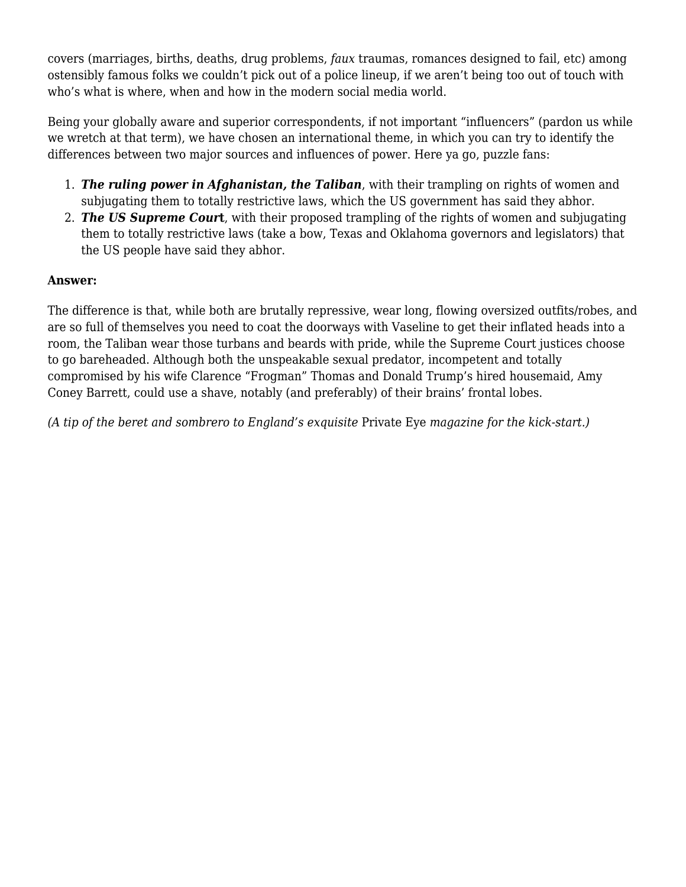covers (marriages, births, deaths, drug problems, *faux* traumas, romances designed to fail, etc) among ostensibly famous folks we couldn't pick out of a police lineup, if we aren't being too out of touch with who's what is where, when and how in the modern social media world.

Being your globally aware and superior correspondents, if not important "influencers" (pardon us while we wretch at that term), we have chosen an international theme, in which you can try to identify the differences between two major sources and influences of power. Here ya go, puzzle fans:

1. ***The ruling power in Afghanistan, the Taliban***, with their trampling on rights of women and subjugating them to totally restrictive laws, which the US government has said they abhor.
2. ***The US Supreme Cour*t**, with their proposed trampling of the rights of women and subjugating them to totally restrictive laws (take a bow, Texas and Oklahoma governors and legislators) that the US people have said they abhor.

**Answer:**

The difference is that, while both are brutally repressive, wear long, flowing oversized outfits/robes, and are so full of themselves you need to coat the doorways with Vaseline to get their inflated heads into a room, the Taliban wear those turbans and beards with pride, while the Supreme Court justices choose to go bareheaded. Although both the unspeakable sexual predator, incompetent and totally compromised by his wife Clarence "Frogman" Thomas and Donald Trump's hired housemaid, Amy Coney Barrett, could use a shave, notably (and preferably) of their brains' frontal lobes.

*(A tip of the beret and sombrero to England's exquisite* Private Eye *magazine for the kick-start.)*